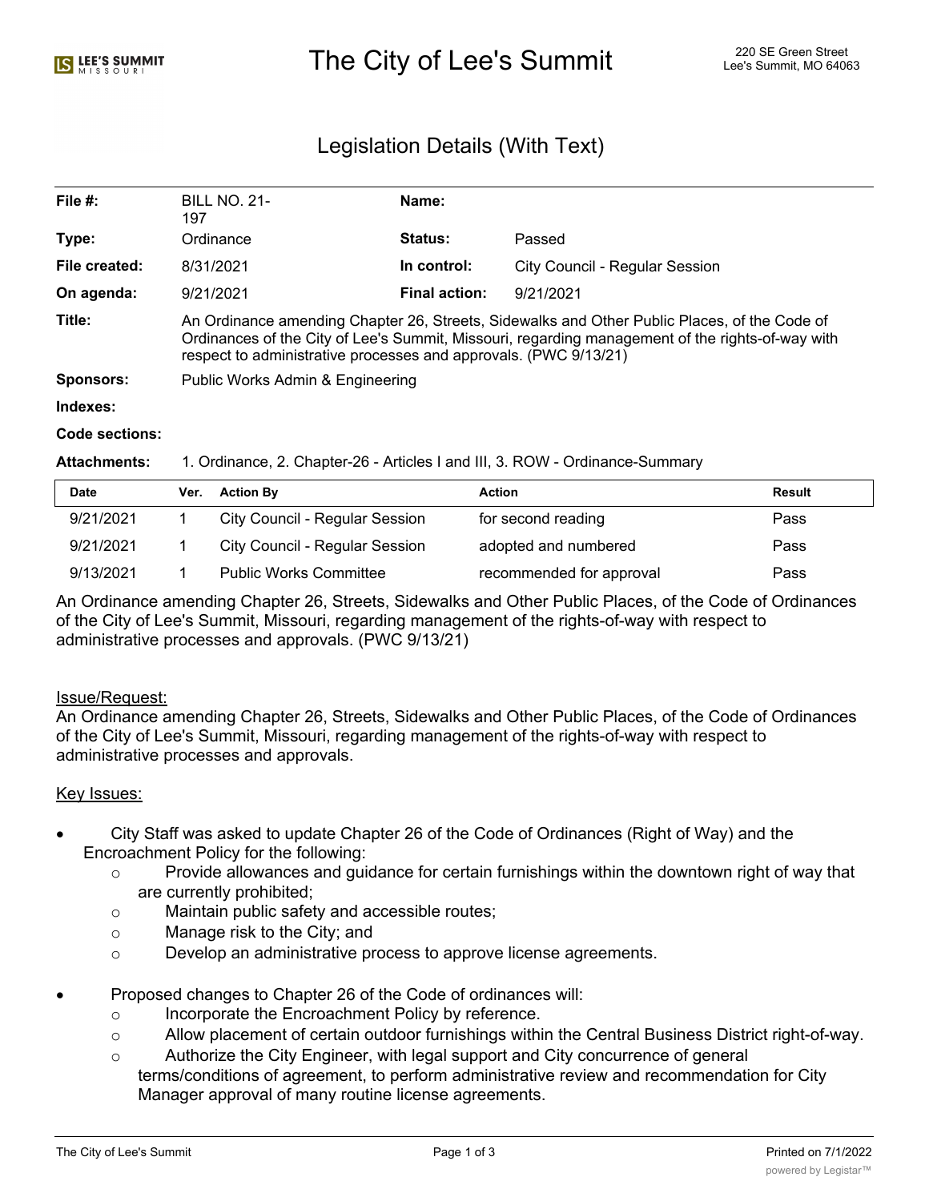# The City of Lee's Summit

220 SE Green Street
Lee's Summit, MO 64063

## Legislation Details (With Text)

| | | | |
|---|---|---|---|
| **File #:** | BILL NO. 21-197 | **Name:** | |
| **Type:** | Ordinance | **Status:** | Passed |
| **File created:** | 8/31/2021 | **In control:** | City Council - Regular Session |
| **On agenda:** | 9/21/2021 | **Final action:** | 9/21/2021 |

**Title:** An Ordinance amending Chapter 26, Streets, Sidewalks and Other Public Places, of the Code of Ordinances of the City of Lee's Summit, Missouri, regarding management of the rights-of-way with respect to administrative processes and approvals. (PWC 9/13/21)

**Sponsors:** Public Works Admin & Engineering

**Indexes:**

**Code sections:**

**Attachments:** 1. Ordinance, 2. Chapter-26 - Articles I and III, 3. ROW - Ordinance-Summary

| Date | Ver. | Action By | Action | Result |
|---|---|---|---|---|
| 9/21/2021 | 1 | City Council - Regular Session | for second reading | Pass |
| 9/21/2021 | 1 | City Council - Regular Session | adopted and numbered | Pass |
| 9/13/2021 | 1 | Public Works Committee | recommended for approval | Pass |

An Ordinance amending Chapter 26, Streets, Sidewalks and Other Public Places, of the Code of Ordinances of the City of Lee's Summit, Missouri, regarding management of the rights-of-way with respect to administrative processes and approvals. (PWC 9/13/21)

Issue/Request:

An Ordinance amending Chapter 26, Streets, Sidewalks and Other Public Places, of the Code of Ordinances of the City of Lee's Summit, Missouri, regarding management of the rights-of-way with respect to administrative processes and approvals.

Key Issues:

- City Staff was asked to update Chapter 26 of the Code of Ordinances (Right of Way) and the Encroachment Policy for the following:
  - Provide allowances and guidance for certain furnishings within the downtown right of way that are currently prohibited;
  - Maintain public safety and accessible routes;
  - Manage risk to the City; and
  - Develop an administrative process to approve license agreements.

- Proposed changes to Chapter 26 of the Code of ordinances will:
  - Incorporate the Encroachment Policy by reference.
  - Allow placement of certain outdoor furnishings within the Central Business District right-of-way.
  - Authorize the City Engineer, with legal support and City concurrence of general terms/conditions of agreement, to perform administrative review and recommendation for City Manager approval of many routine license agreements.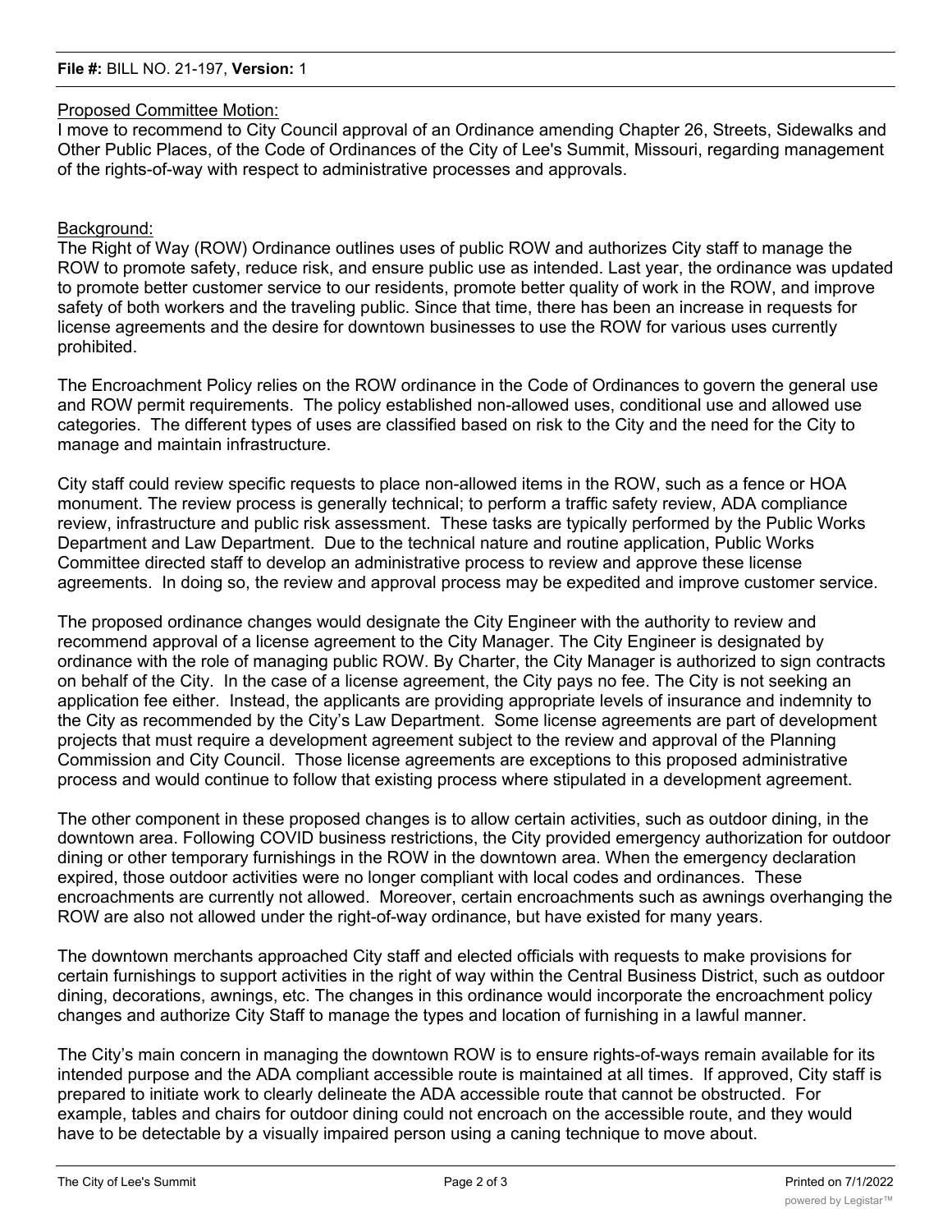**File #:** BILL NO. 21-197, **Version:** 1

Proposed Committee Motion:

I move to recommend to City Council approval of an Ordinance amending Chapter 26, Streets, Sidewalks and Other Public Places, of the Code of Ordinances of the City of Lee's Summit, Missouri, regarding management of the rights-of-way with respect to administrative processes and approvals.

Background:

The Right of Way (ROW) Ordinance outlines uses of public ROW and authorizes City staff to manage the ROW to promote safety, reduce risk, and ensure public use as intended. Last year, the ordinance was updated to promote better customer service to our residents, promote better quality of work in the ROW, and improve safety of both workers and the traveling public. Since that time, there has been an increase in requests for license agreements and the desire for downtown businesses to use the ROW for various uses currently prohibited.

The Encroachment Policy relies on the ROW ordinance in the Code of Ordinances to govern the general use and ROW permit requirements. The policy established non-allowed uses, conditional use and allowed use categories. The different types of uses are classified based on risk to the City and the need for the City to manage and maintain infrastructure.

City staff could review specific requests to place non-allowed items in the ROW, such as a fence or HOA monument. The review process is generally technical; to perform a traffic safety review, ADA compliance review, infrastructure and public risk assessment. These tasks are typically performed by the Public Works Department and Law Department. Due to the technical nature and routine application, Public Works Committee directed staff to develop an administrative process to review and approve these license agreements. In doing so, the review and approval process may be expedited and improve customer service.

The proposed ordinance changes would designate the City Engineer with the authority to review and recommend approval of a license agreement to the City Manager. The City Engineer is designated by ordinance with the role of managing public ROW. By Charter, the City Manager is authorized to sign contracts on behalf of the City. In the case of a license agreement, the City pays no fee. The City is not seeking an application fee either. Instead, the applicants are providing appropriate levels of insurance and indemnity to the City as recommended by the City's Law Department. Some license agreements are part of development projects that must require a development agreement subject to the review and approval of the Planning Commission and City Council. Those license agreements are exceptions to this proposed administrative process and would continue to follow that existing process where stipulated in a development agreement.

The other component in these proposed changes is to allow certain activities, such as outdoor dining, in the downtown area. Following COVID business restrictions, the City provided emergency authorization for outdoor dining or other temporary furnishings in the ROW in the downtown area. When the emergency declaration expired, those outdoor activities were no longer compliant with local codes and ordinances. These encroachments are currently not allowed. Moreover, certain encroachments such as awnings overhanging the ROW are also not allowed under the right-of-way ordinance, but have existed for many years.

The downtown merchants approached City staff and elected officials with requests to make provisions for certain furnishings to support activities in the right of way within the Central Business District, such as outdoor dining, decorations, awnings, etc. The changes in this ordinance would incorporate the encroachment policy changes and authorize City Staff to manage the types and location of furnishing in a lawful manner.

The City's main concern in managing the downtown ROW is to ensure rights-of-ways remain available for its intended purpose and the ADA compliant accessible route is maintained at all times. If approved, City staff is prepared to initiate work to clearly delineate the ADA accessible route that cannot be obstructed. For example, tables and chairs for outdoor dining could not encroach on the accessible route, and they would have to be detectable by a visually impaired person using a caning technique to move about.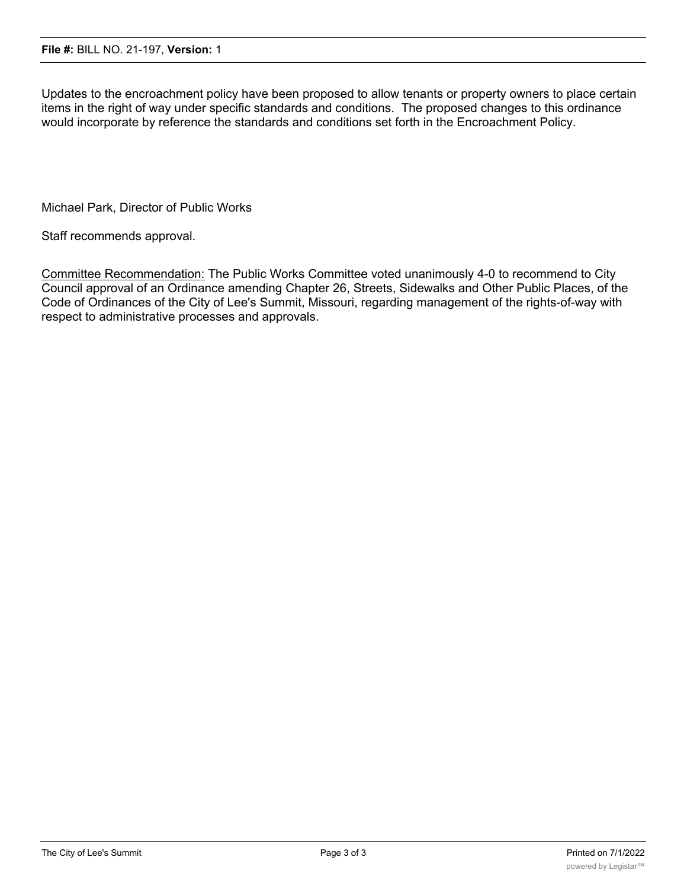Updates to the encroachment policy have been proposed to allow tenants or property owners to place certain items in the right of way under specific standards and conditions. The proposed changes to this ordinance would incorporate by reference the standards and conditions set forth in the Encroachment Policy.

Michael Park, Director of Public Works

Staff recommends approval.

Committee Recommendation: The Public Works Committee voted unanimously 4-0 to recommend to City Council approval of an Ordinance amending Chapter 26, Streets, Sidewalks and Other Public Places, of the Code of Ordinances of the City of Lee's Summit, Missouri, regarding management of the rights-of-way with respect to administrative processes and approvals.